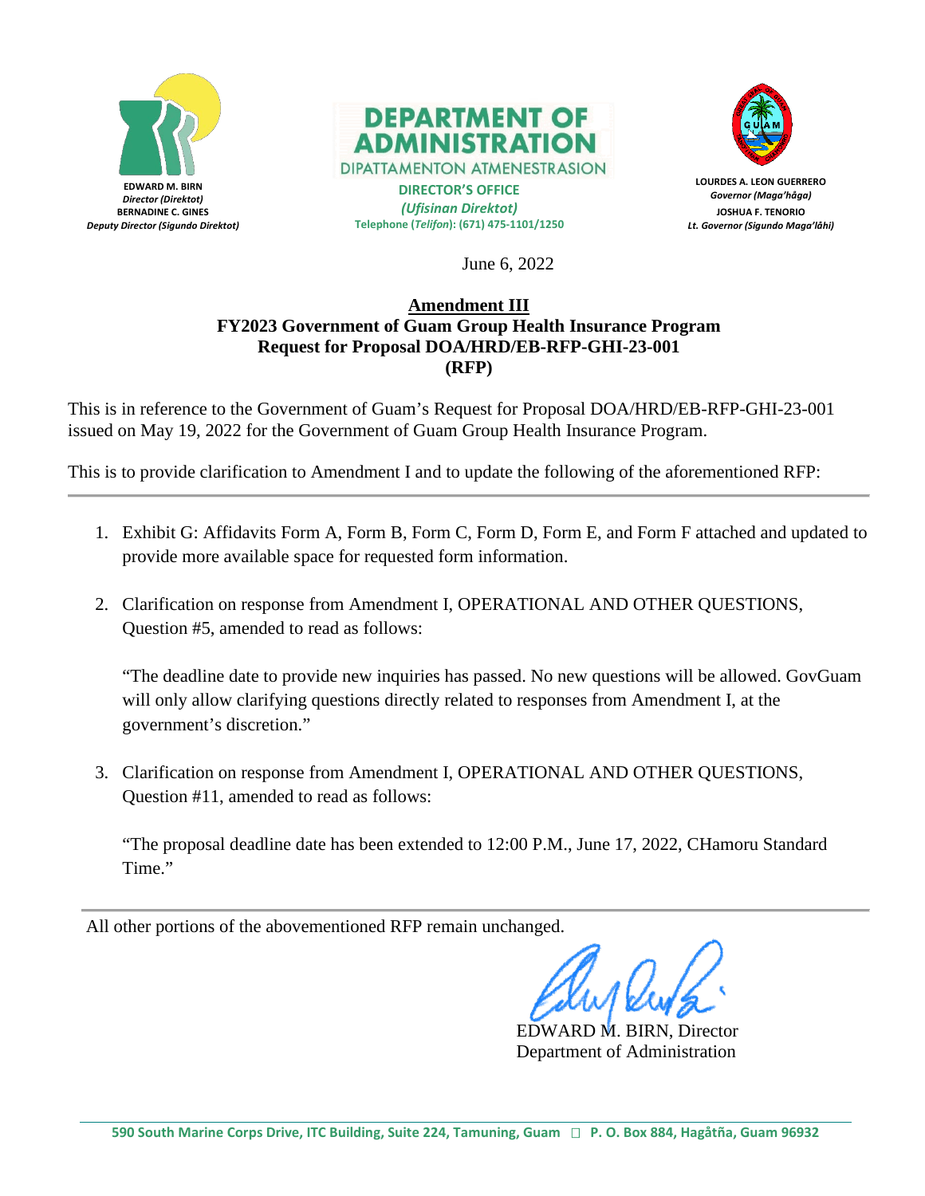**EDWARD M. BIRN**
*Director (Direktot)*
**BERNADINE C. GINES**
*Deputy Director (Sigundo Direktot)*

**DEPARTMENT OF ADMINISTRATION**
DIPATTAMENTON ATMENESTRASION
**DIRECTOR'S OFFICE**
*(Ufisinan Direktot)*
Telephone (*Telifon*): (671) 475-1101/1250

**LOURDES A. LEON GUERRERO**
*Governor (Maga'håga)*
**JOSHUA F. TENORIO**
*Lt. Governor (Sigundo Maga'låhi)*

June 6, 2022

**<u>Amendment III</u>**
**FY2023 Government of Guam Group Health Insurance Program**
**Request for Proposal DOA/HRD/EB-RFP-GHI-23-001**
**(RFP)**

This is in reference to the Government of Guam's Request for Proposal DOA/HRD/EB-RFP-GHI-23-001 issued on May 19, 2022 for the Government of Guam Group Health Insurance Program.

This is to provide clarification to Amendment I and to update the following of the aforementioned RFP:

---

1. Exhibit G: Affidavits Form A, Form B, Form C, Form D, Form E, and Form F attached and updated to provide more available space for requested form information.

2. Clarification on response from Amendment I, OPERATIONAL AND OTHER QUESTIONS, Question #5, amended to read as follows:

   "The deadline date to provide new inquiries has passed. No new questions will be allowed. GovGuam will only allow clarifying questions directly related to responses from Amendment I, at the government's discretion."

3. Clarification on response from Amendment I, OPERATIONAL AND OTHER QUESTIONS, Question #11, amended to read as follows:

   "The proposal deadline date has been extended to 12:00 P.M., June 17, 2022, CHamoru Standard Time."

---

All other portions of the abovementioned RFP remain unchanged.

EDWARD M. BIRN, Director
Department of Administration

590 South Marine Corps Drive, ITC Building, Suite 224, Tamuning, Guam ◻ P. O. Box 884, Hagåtña, Guam 96932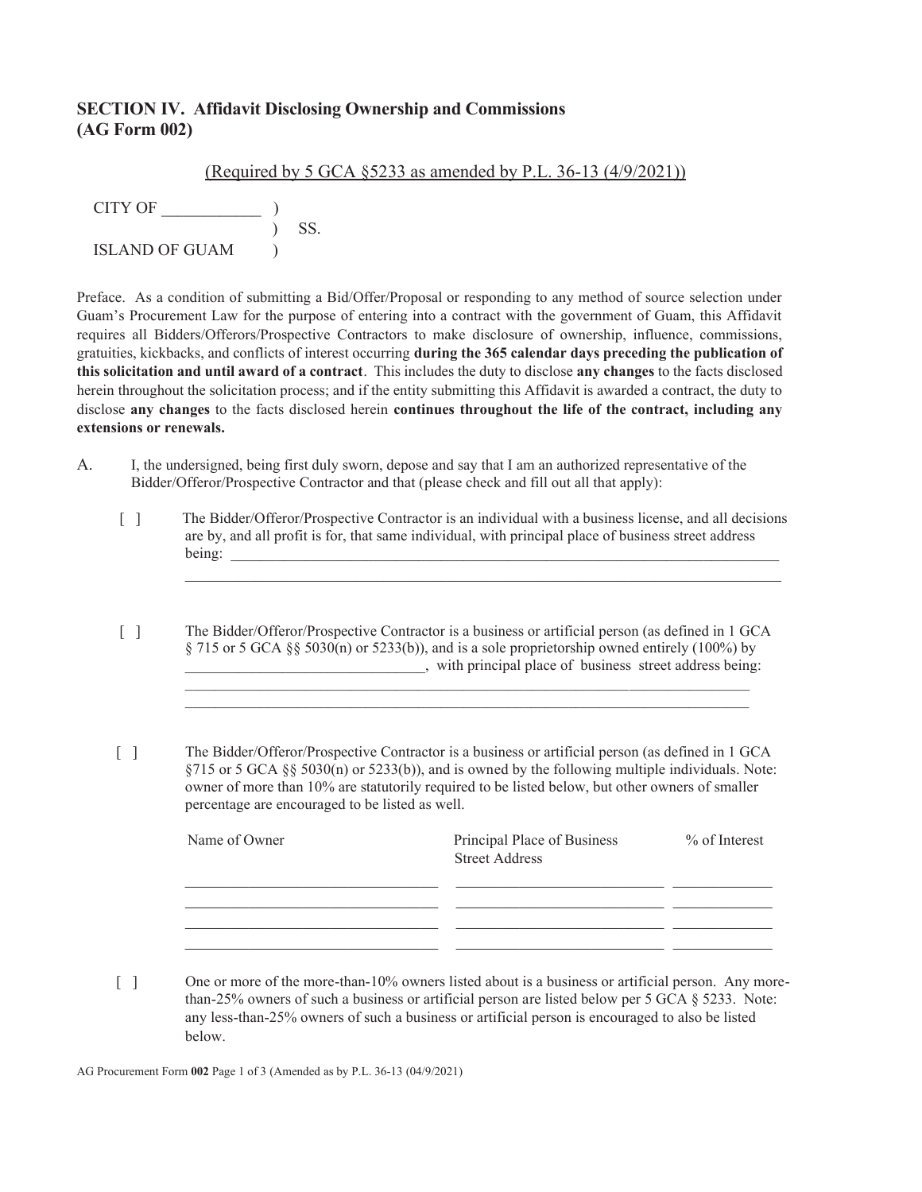## SECTION IV. Affidavit Disclosing Ownership and Commissions (AG Form 002)

(Required by 5 GCA §5233 as amended by P.L. 36-13 (4/9/2021))

CITY OF ____________ )
) SS.
ISLAND OF GUAM )

Preface. As a condition of submitting a Bid/Offer/Proposal or responding to any method of source selection under Guam's Procurement Law for the purpose of entering into a contract with the government of Guam, this Affidavit requires all Bidders/Offerors/Prospective Contractors to make disclosure of ownership, influence, commissions, gratuities, kickbacks, and conflicts of interest occurring **during the 365 calendar days preceding the publication of this solicitation and until award of a contract**. This includes the duty to disclose **any changes** to the facts disclosed herein throughout the solicitation process; and if the entity submitting this Affidavit is awarded a contract, the duty to disclose **any changes** to the facts disclosed herein **continues throughout the life of the contract, including any extensions or renewals.**

A. I, the undersigned, being first duly sworn, depose and say that I am an authorized representative of the Bidder/Offeror/Prospective Contractor and that (please check and fill out all that apply):

[ ] The Bidder/Offeror/Prospective Contractor is an individual with a business license, and all decisions are by, and all profit is for, that same individual, with principal place of business street address being: ______________________________________________________________________________

______________________________________________________________________________

[ ] The Bidder/Offeror/Prospective Contractor is a business or artificial person (as defined in 1 GCA § 715 or 5 GCA §§ 5030(n) or 5233(b)), and is a sole proprietorship owned entirely (100%) by ________________________________, with principal place of business street address being:

______________________________________________________________________________

______________________________________________________________________________

[ ] The Bidder/Offeror/Prospective Contractor is a business or artificial person (as defined in 1 GCA §715 or 5 GCA §§ 5030(n) or 5233(b)), and is owned by the following multiple individuals. Note: owner of more than 10% are statutorily required to be listed below, but other owners of smaller percentage are encouraged to be listed as well.

| Name of Owner | Principal Place of Business Street Address | % of Interest |
|---|---|---|
| | | |
| | | |
| | | |
| | | |

[ ] One or more of the more-than-10% owners listed about is a business or artificial person. Any more-than-25% owners of such a business or artificial person are listed below per 5 GCA § 5233. Note: any less-than-25% owners of such a business or artificial person is encouraged to also be listed below.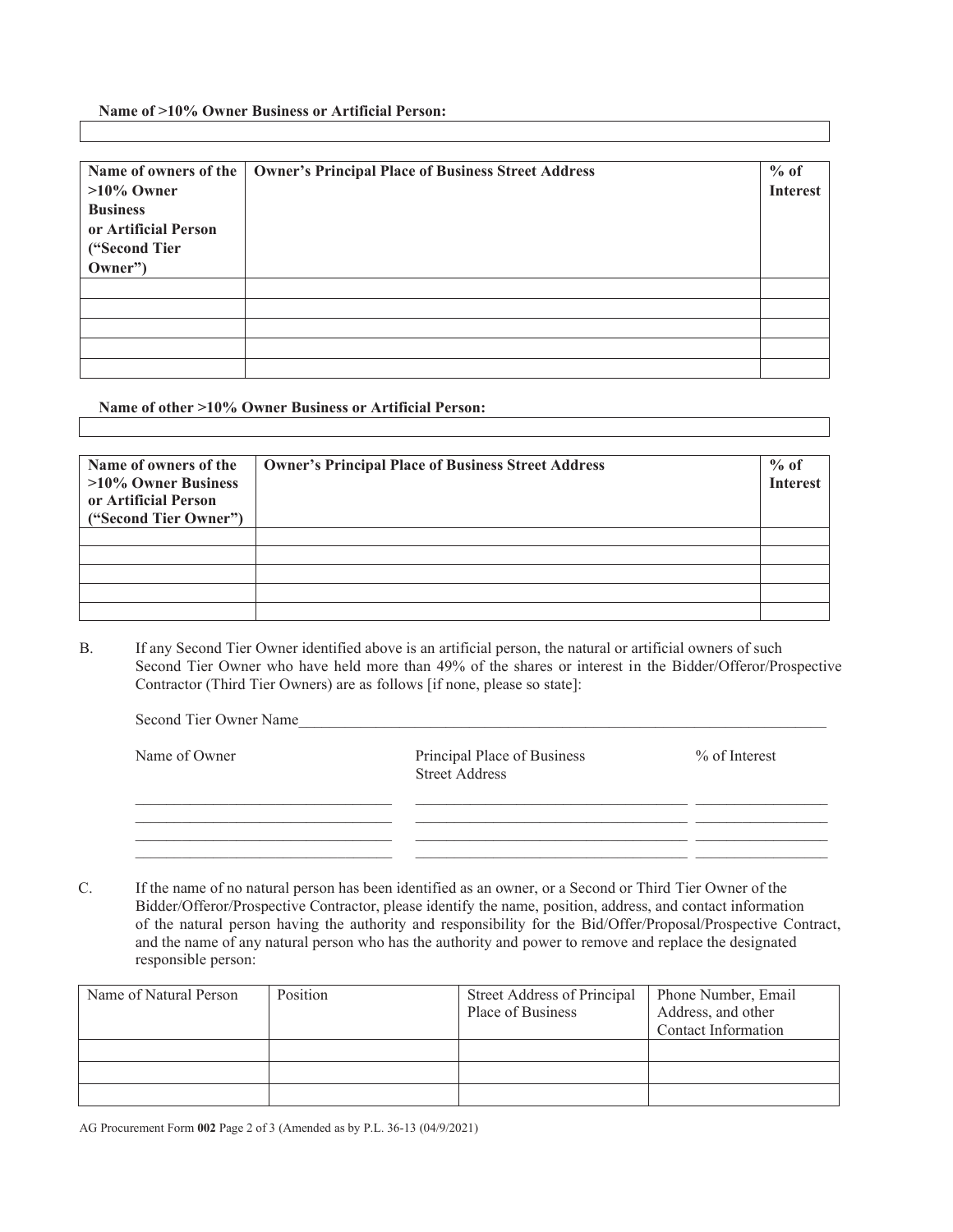**Name of >10% Owner Business or Artificial Person:**

| |
|---|
| |

| Name of owners of the >10% Owner Business or Artificial Person ("Second Tier Owner") | Owner's Principal Place of Business Street Address | % of Interest |
|---|---|---|
| | | |
| | | |
| | | |
| | | |
| | | |

**Name of other >10% Owner Business or Artificial Person:**

| |
|---|
| |

| Name of owners of the >10% Owner Business or Artificial Person ("Second Tier Owner") | Owner's Principal Place of Business Street Address | % of Interest |
|---|---|---|
| | | |
| | | |
| | | |
| | | |
| | | |

B. If any Second Tier Owner identified above is an artificial person, the natural or artificial owners of such Second Tier Owner who have held more than 49% of the shares or interest in the Bidder/Offeror/Prospective Contractor (Third Tier Owners) are as follows [if none, please so state]:

Second Tier Owner Name_______________________________________________________________

| Name of Owner | Principal Place of Business Street Address | % of Interest |
|---|---|---|
| | | |
| | | |
| | | |
| | | |

C. If the name of no natural person has been identified as an owner, or a Second or Third Tier Owner of the Bidder/Offeror/Prospective Contractor, please identify the name, position, address, and contact information of the natural person having the authority and responsibility for the Bid/Offer/Proposal/Prospective Contract, and the name of any natural person who has the authority and power to remove and replace the designated responsible person:

| Name of Natural Person | Position | Street Address of Principal Place of Business | Phone Number, Email Address, and other Contact Information |
|---|---|---|---|
| | | | |
| | | | |
| | | | |

AG Procurement Form **002** Page 2 of 3 (Amended as by P.L. 36-13 (04/9/2021)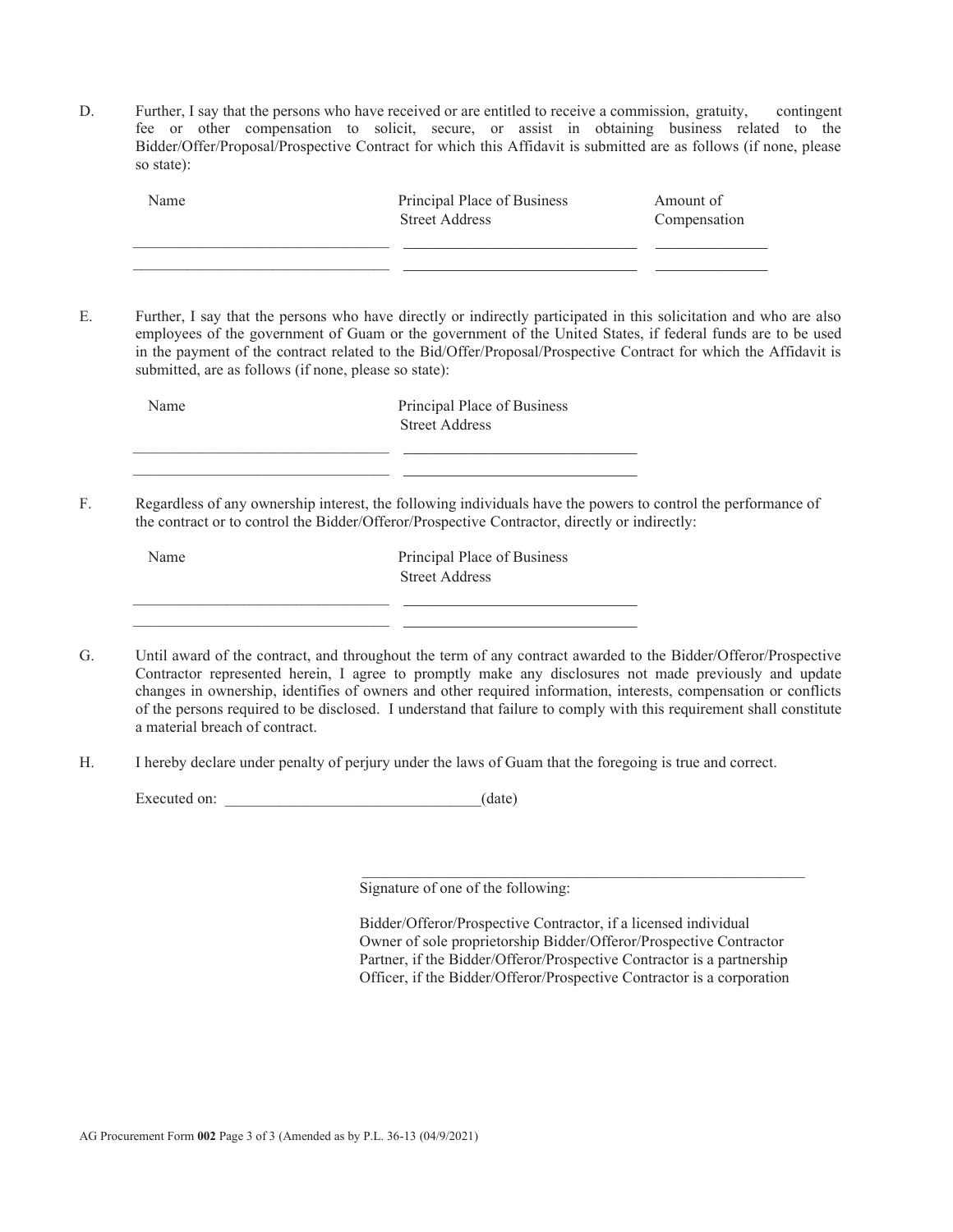D. Further, I say that the persons who have received or are entitled to receive a commission, gratuity, contingent fee or other compensation to solicit, secure, or assist in obtaining business related to the Bidder/Offer/Proposal/Prospective Contract for which this Affidavit is submitted are as follows (if none, please so state):

| Name | Principal Place of Business Street Address | Amount of Compensation |
|---|---|---|
| ______________________________ | ____________________________ | _____________ |
| ______________________________ | ____________________________ | _____________ |

E. Further, I say that the persons who have directly or indirectly participated in this solicitation and who are also employees of the government of Guam or the government of the United States, if federal funds are to be used in the payment of the contract related to the Bid/Offer/Proposal/Prospective Contract for which the Affidavit is submitted, are as follows (if none, please so state):

| Name | Principal Place of Business Street Address |
|---|---|
| ______________________________ | ____________________________ |
| ______________________________ | ____________________________ |

F. Regardless of any ownership interest, the following individuals have the powers to control the performance of the contract or to control the Bidder/Offeror/Prospective Contractor, directly or indirectly:

| Name | Principal Place of Business Street Address |
|---|---|
| ______________________________ | ____________________________ |
| ______________________________ | ____________________________ |

G. Until award of the contract, and throughout the term of any contract awarded to the Bidder/Offeror/Prospective Contractor represented herein, I agree to promptly make any disclosures not made previously and update changes in ownership, identifies of owners and other required information, interests, compensation or conflicts of the persons required to be disclosed. I understand that failure to comply with this requirement shall constitute a material breach of contract.

H. I hereby declare under penalty of perjury under the laws of Guam that the foregoing is true and correct.

Executed on: ______________________________(date)

______________________________________________________

Signature of one of the following:

Bidder/Offeror/Prospective Contractor, if a licensed individual
Owner of sole proprietorship Bidder/Offeror/Prospective Contractor
Partner, if the Bidder/Offeror/Prospective Contractor is a partnership
Officer, if the Bidder/Offeror/Prospective Contractor is a corporation

AG Procurement Form **002** Page 3 of 3 (Amended as by P.L. 36-13 (04/9/2021)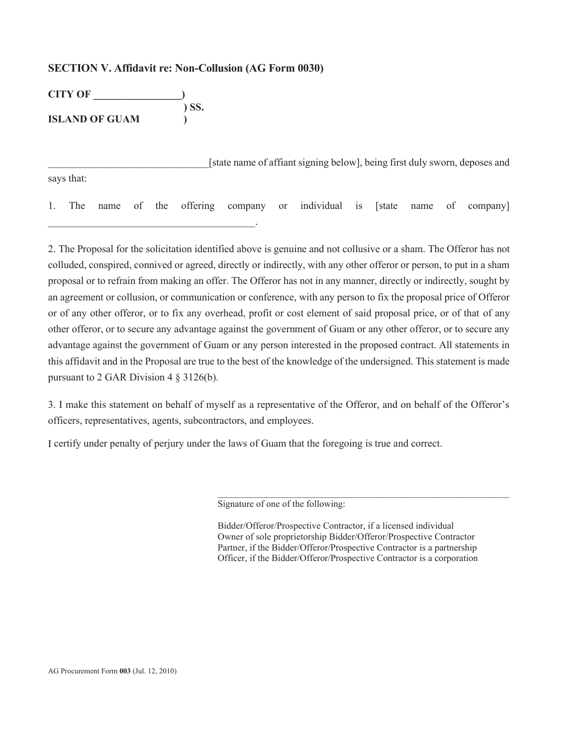## SECTION V. Affidavit re: Non-Collusion (AG Form 0030)

**CITY OF ________________)**
**) SS.**
**ISLAND OF GUAM )**

______________________________[state name of affiant signing below], being first duly sworn, deposes and says that:

1. The name of the offering company or individual is [state name of company] ________________________________________.

2. The Proposal for the solicitation identified above is genuine and not collusive or a sham. The Offeror has not colluded, conspired, connived or agreed, directly or indirectly, with any other offeror or person, to put in a sham proposal or to refrain from making an offer. The Offeror has not in any manner, directly or indirectly, sought by an agreement or collusion, or communication or conference, with any person to fix the proposal price of Offeror or of any other offeror, or to fix any overhead, profit or cost element of said proposal price, or of that of any other offeror, or to secure any advantage against the government of Guam or any other offeror, or to secure any advantage against the government of Guam or any person interested in the proposed contract. All statements in this affidavit and in the Proposal are true to the best of the knowledge of the undersigned. This statement is made pursuant to 2 GAR Division 4 § 3126(b).

3. I make this statement on behalf of myself as a representative of the Offeror, and on behalf of the Offeror's officers, representatives, agents, subcontractors, and employees.

I certify under penalty of perjury under the laws of Guam that the foregoing is true and correct.

______________________________________________________________
Signature of one of the following:

Bidder/Offeror/Prospective Contractor, if a licensed individual
Owner of sole proprietorship Bidder/Offeror/Prospective Contractor
Partner, if the Bidder/Offeror/Prospective Contractor is a partnership
Officer, if the Bidder/Offeror/Prospective Contractor is a corporation

AG Procurement Form **003** (Jul. 12, 2010)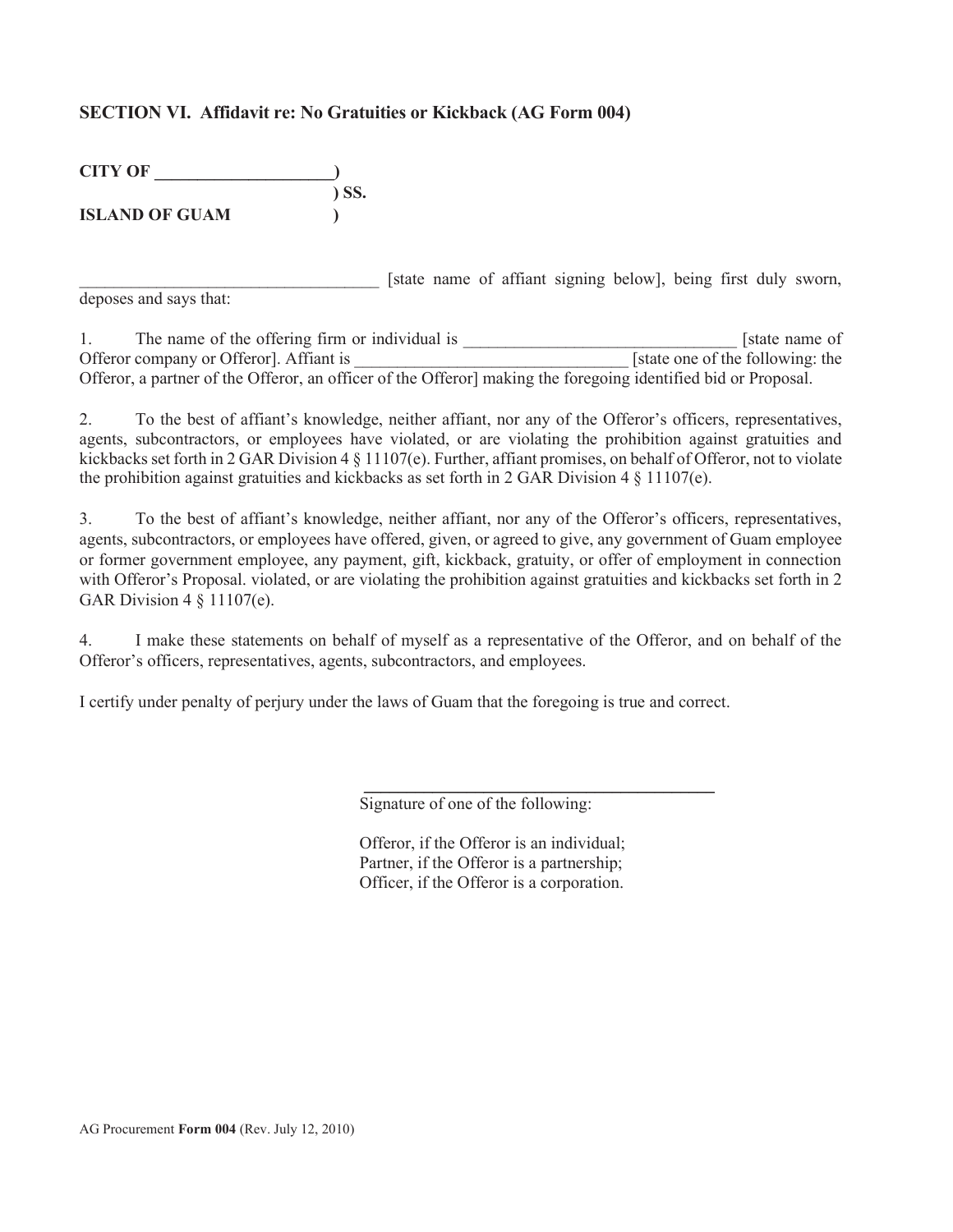## SECTION VI. Affidavit re: No Gratuities or Kickback (AG Form 004)

**CITY OF \_\_\_\_\_\_\_\_\_\_\_\_\_\_\_\_\_\_\_\_)**
**) SS.**
**ISLAND OF GUAM )**

\_\_\_\_\_\_\_\_\_\_\_\_\_\_\_\_\_\_\_\_\_\_\_\_\_\_\_\_\_\_\_\_\_\_\_ [state name of affiant signing below], being first duly sworn, deposes and says that:

1. The name of the offering firm or individual is \_\_\_\_\_\_\_\_\_\_\_\_\_\_\_\_\_\_\_\_\_\_\_\_\_\_\_\_\_\_\_ [state name of Offeror company or Offeror]. Affiant is \_\_\_\_\_\_\_\_\_\_\_\_\_\_\_\_\_\_\_\_\_\_\_\_\_\_\_\_\_\_\_ [state one of the following: the Offeror, a partner of the Offeror, an officer of the Offeror] making the foregoing identified bid or Proposal.

2. To the best of affiant's knowledge, neither affiant, nor any of the Offeror's officers, representatives, agents, subcontractors, or employees have violated, or are violating the prohibition against gratuities and kickbacks set forth in 2 GAR Division 4 § 11107(e). Further, affiant promises, on behalf of Offeror, not to violate the prohibition against gratuities and kickbacks as set forth in 2 GAR Division 4 § 11107(e).

3. To the best of affiant's knowledge, neither affiant, nor any of the Offeror's officers, representatives, agents, subcontractors, or employees have offered, given, or agreed to give, any government of Guam employee or former government employee, any payment, gift, kickback, gratuity, or offer of employment in connection with Offeror's Proposal. violated, or are violating the prohibition against gratuities and kickbacks set forth in 2 GAR Division 4 § 11107(e).

4. I make these statements on behalf of myself as a representative of the Offeror, and on behalf of the Offeror's officers, representatives, agents, subcontractors, and employees.

I certify under penalty of perjury under the laws of Guam that the foregoing is true and correct.

\_\_\_\_\_\_\_\_\_\_\_\_\_\_\_\_\_\_\_\_\_\_\_\_\_\_\_\_\_\_\_\_\_\_\_\_\_\_\_\_\_
Signature of one of the following:

Offeror, if the Offeror is an individual;
Partner, if the Offeror is a partnership;
Officer, if the Offeror is a corporation.

AG Procurement **Form 004** (Rev. July 12, 2010)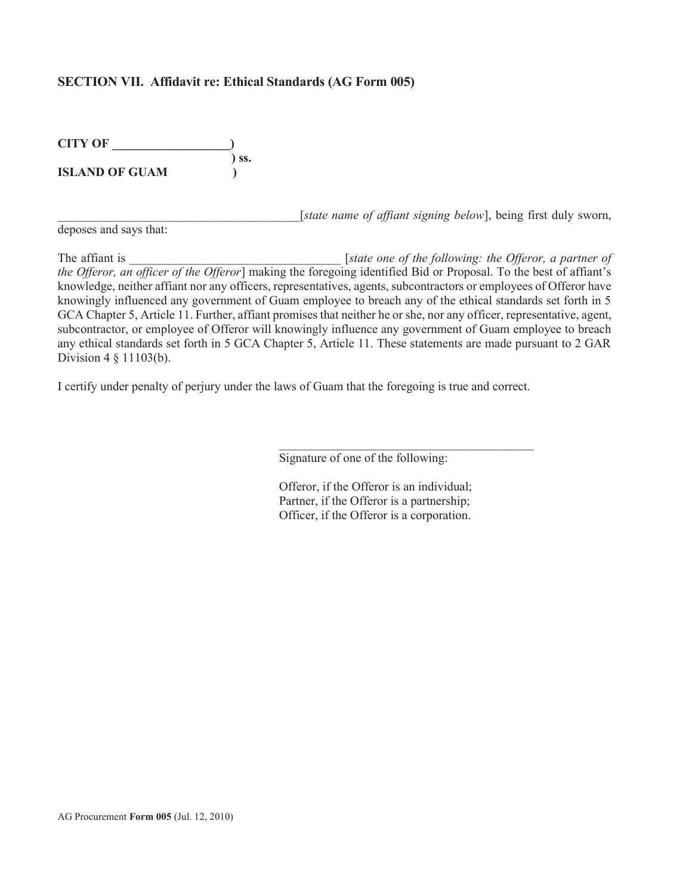## SECTION VII. Affidavit re: Ethical Standards (AG Form 005)

**CITY OF \_\_\_\_\_\_\_\_\_\_\_\_\_\_\_\_\_\_)**
**) ss.**
**ISLAND OF GUAM )**

\_\_\_\_\_\_\_\_\_\_\_\_\_\_\_\_\_\_\_\_\_\_\_\_\_\_\_\_\_\_\_\_\_\_\_\_\_\_[*state name of affiant signing below*], being first duly sworn, deposes and says that:

The affiant is \_\_\_\_\_\_\_\_\_\_\_\_\_\_\_\_\_\_\_\_\_\_\_\_\_\_\_\_\_\_\_\_\_ [*state one of the following: the Offeror, a partner of the Offeror, an officer of the Offeror*] making the foregoing identified Bid or Proposal. To the best of affiant's knowledge, neither affiant nor any officers, representatives, agents, subcontractors or employees of Offeror have knowingly influenced any government of Guam employee to breach any of the ethical standards set forth in 5 GCA Chapter 5, Article 11. Further, affiant promises that neither he or she, nor any officer, representative, agent, subcontractor, or employee of Offeror will knowingly influence any government of Guam employee to breach any ethical standards set forth in 5 GCA Chapter 5, Article 11. These statements are made pursuant to 2 GAR Division 4 § 11103(b).

I certify under penalty of perjury under the laws of Guam that the foregoing is true and correct.

\_\_\_\_\_\_\_\_\_\_\_\_\_\_\_\_\_\_\_\_\_\_\_\_\_\_\_\_\_\_\_\_\_\_\_\_\_\_\_\_\_\_
Signature of one of the following:

Offeror, if the Offeror is an individual;
Partner, if the Offeror is a partnership;
Officer, if the Offeror is a corporation.

AG Procurement **Form 005** (Jul. 12, 2010)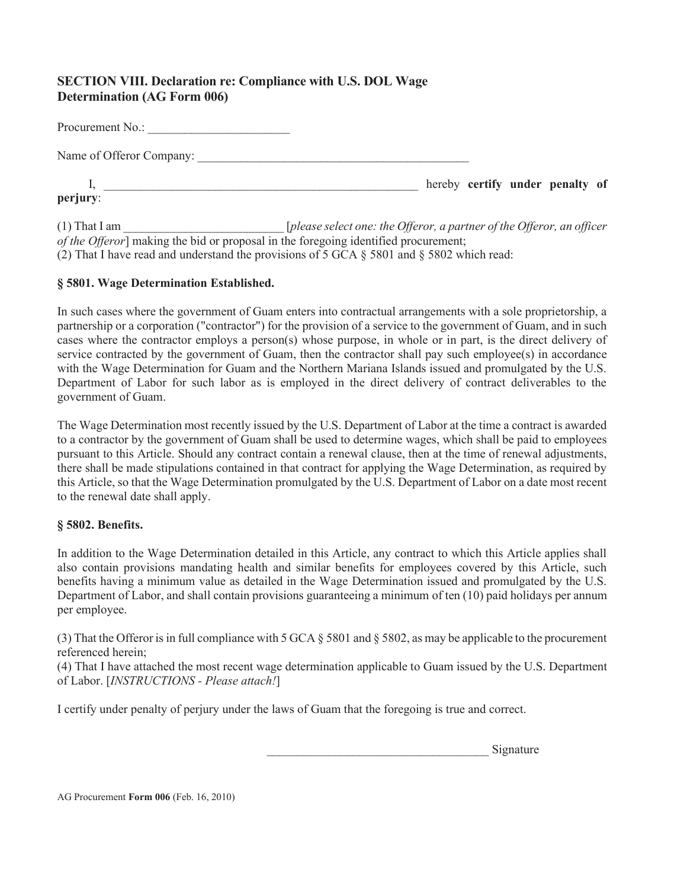## SECTION VIII. Declaration re: Compliance with U.S. DOL Wage Determination (AG Form 006)

Procurement No.: _______________________

Name of Offeror Company: ______________________________________________

I, _____________________________________________________ hereby **certify under penalty of perjury**:

(1) That I am __________________________ [*please select one: the Offeror, a partner of the Offeror, an officer of the Offeror*] making the bid or proposal in the foregoing identified procurement;
(2) That I have read and understand the provisions of 5 GCA § 5801 and § 5802 which read:

**§ 5801. Wage Determination Established.**

In such cases where the government of Guam enters into contractual arrangements with a sole proprietorship, a partnership or a corporation ("contractor") for the provision of a service to the government of Guam, and in such cases where the contractor employs a person(s) whose purpose, in whole or in part, is the direct delivery of service contracted by the government of Guam, then the contractor shall pay such employee(s) in accordance with the Wage Determination for Guam and the Northern Mariana Islands issued and promulgated by the U.S. Department of Labor for such labor as is employed in the direct delivery of contract deliverables to the government of Guam.

The Wage Determination most recently issued by the U.S. Department of Labor at the time a contract is awarded to a contractor by the government of Guam shall be used to determine wages, which shall be paid to employees pursuant to this Article. Should any contract contain a renewal clause, then at the time of renewal adjustments, there shall be made stipulations contained in that contract for applying the Wage Determination, as required by this Article, so that the Wage Determination promulgated by the U.S. Department of Labor on a date most recent to the renewal date shall apply.

**§ 5802. Benefits.**

In addition to the Wage Determination detailed in this Article, any contract to which this Article applies shall also contain provisions mandating health and similar benefits for employees covered by this Article, such benefits having a minimum value as detailed in the Wage Determination issued and promulgated by the U.S. Department of Labor, and shall contain provisions guaranteeing a minimum of ten (10) paid holidays per annum per employee.

(3) That the Offeror is in full compliance with 5 GCA § 5801 and § 5802, as may be applicable to the procurement referenced herein;
(4) That I have attached the most recent wage determination applicable to Guam issued by the U.S. Department of Labor. [*INSTRUCTIONS - Please attach!*]

I certify under penalty of perjury under the laws of Guam that the foregoing is true and correct.

_____________________________________ Signature

AG Procurement **Form 006** (Feb. 16, 2010)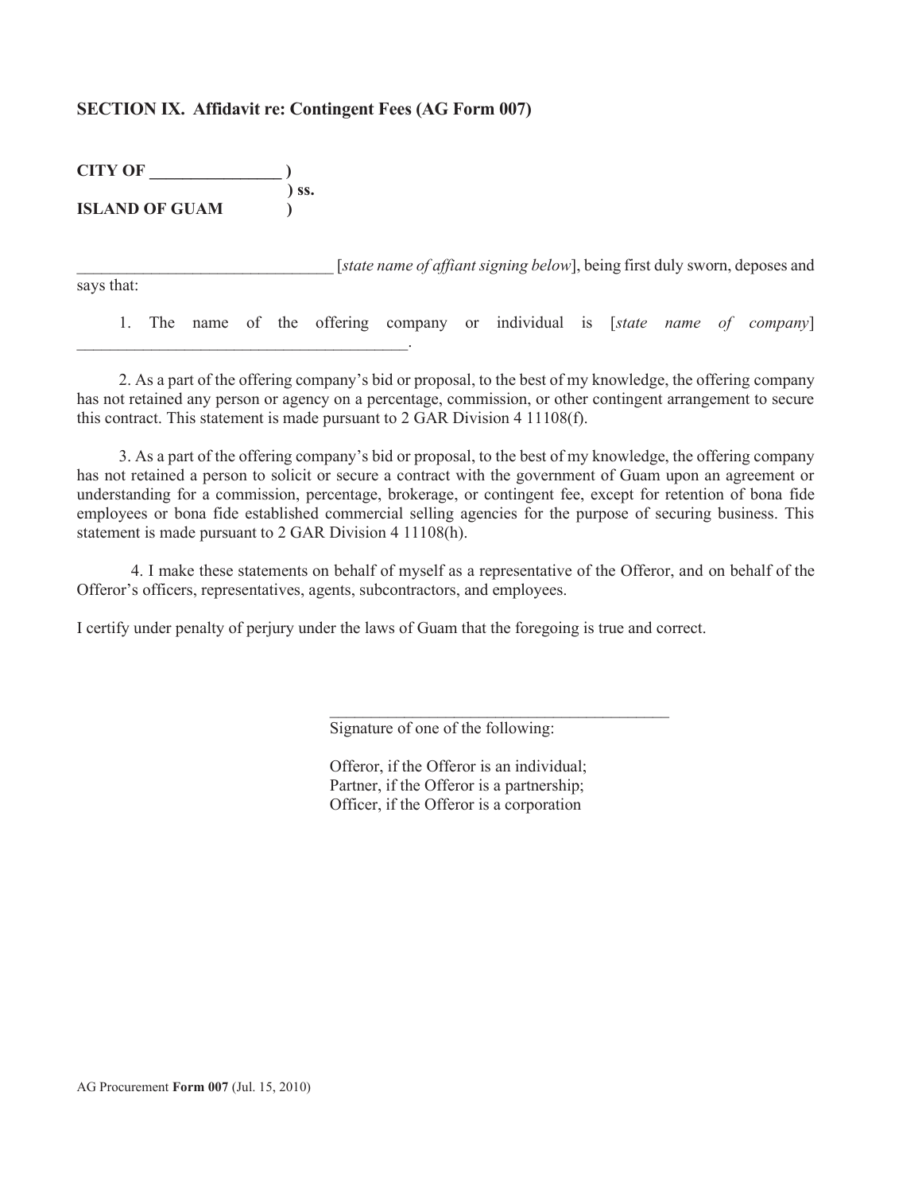## SECTION IX. Affidavit re: Contingent Fees (AG Form 007)

**CITY OF \_\_\_\_\_\_\_\_\_\_\_\_\_\_\_\_ )**
**) ss.**
**ISLAND OF GUAM )**

\_\_\_\_\_\_\_\_\_\_\_\_\_\_\_\_\_\_\_\_\_\_\_\_\_\_\_\_\_\_\_ [*state name of affiant signing below*], being first duly sworn, deposes and says that:

1. The name of the offering company or individual is [*state name of company*] \_\_\_\_\_\_\_\_\_\_\_\_\_\_\_\_\_\_\_\_\_\_\_\_\_\_\_\_\_\_\_\_\_\_\_\_\_\_\_\_.

2. As a part of the offering company's bid or proposal, to the best of my knowledge, the offering company has not retained any person or agency on a percentage, commission, or other contingent arrangement to secure this contract. This statement is made pursuant to 2 GAR Division 4 11108(f).

3. As a part of the offering company's bid or proposal, to the best of my knowledge, the offering company has not retained a person to solicit or secure a contract with the government of Guam upon an agreement or understanding for a commission, percentage, brokerage, or contingent fee, except for retention of bona fide employees or bona fide established commercial selling agencies for the purpose of securing business. This statement is made pursuant to 2 GAR Division 4 11108(h).

4. I make these statements on behalf of myself as a representative of the Offeror, and on behalf of the Offeror's officers, representatives, agents, subcontractors, and employees.

I certify under penalty of perjury under the laws of Guam that the foregoing is true and correct.

\_\_\_\_\_\_\_\_\_\_\_\_\_\_\_\_\_\_\_\_\_\_\_\_\_\_\_\_\_\_\_\_\_\_\_\_\_\_\_\_\_\_\_\_
Signature of one of the following:

Offeror, if the Offeror is an individual;
Partner, if the Offeror is a partnership;
Officer, if the Offeror is a corporation

AG Procurement **Form 007** (Jul. 15, 2010)